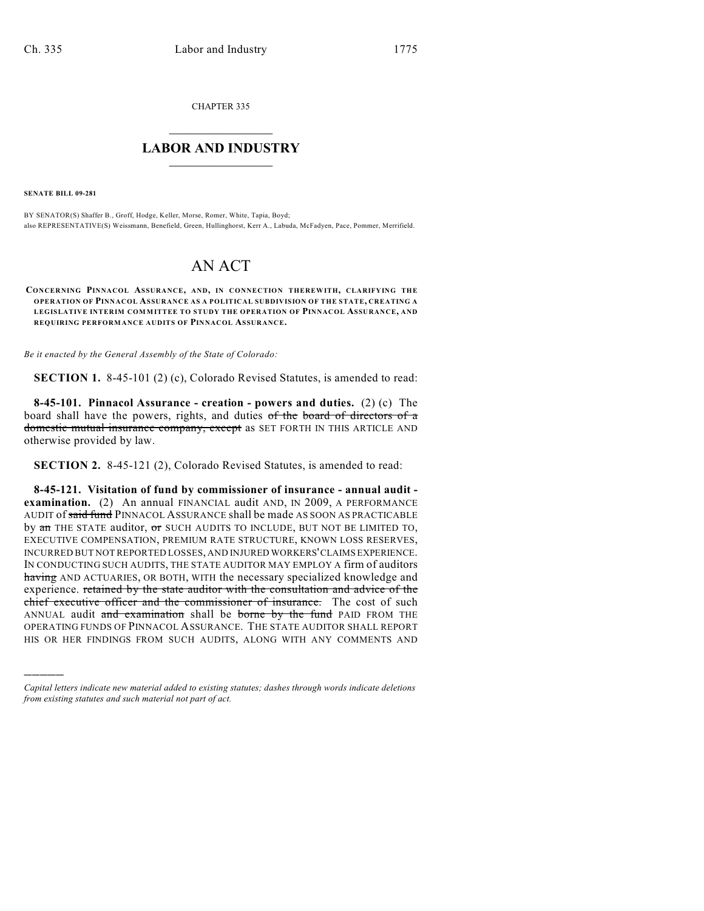CHAPTER 335

## LABOR AND INDUSTRY

**SENATE BILL 09-281**

BY SENATOR(S) Shaffer B., Groff, Hodge, Keller, Morse, Romer, White, Tapia, Boyd;
also REPRESENTATIVE(S) Weissmann, Benefield, Green, Hullinghorst, Kerr A., Labuda, McFadyen, Pace, Pommer, Merrifield.

# AN ACT

**CONCERNING PINNACOL ASSURANCE, AND, IN CONNECTION THEREWITH, CLARIFYING THE OPERATION OF PINNACOL ASSURANCE AS A POLITICAL SUBDIVISION OF THE STATE, CREATING A LEGISLATIVE INTERIM COMMITTEE TO STUDY THE OPERATION OF PINNACOL ASSURANCE, AND REQUIRING PERFORMANCE AUDITS OF PINNACOL ASSURANCE.**

*Be it enacted by the General Assembly of the State of Colorado:*

**SECTION 1.** 8-45-101 (2) (c), Colorado Revised Statutes, is amended to read:

**8-45-101. Pinnacol Assurance - creation - powers and duties.** (2) (c) The board shall have the powers, rights, and duties ~~of the board of directors of a domestic mutual insurance company, except~~ as SET FORTH IN THIS ARTICLE AND otherwise provided by law.

**SECTION 2.** 8-45-121 (2), Colorado Revised Statutes, is amended to read:

**8-45-121. Visitation of fund by commissioner of insurance - annual audit - examination.** (2) An annual FINANCIAL audit AND, IN 2009, A PERFORMANCE AUDIT of ~~said fund~~ PINNACOL ASSURANCE shall be made AS SOON AS PRACTICABLE by ~~an~~ THE STATE auditor, ~~or~~ SUCH AUDITS TO INCLUDE, BUT NOT BE LIMITED TO, EXECUTIVE COMPENSATION, PREMIUM RATE STRUCTURE, KNOWN LOSS RESERVES, INCURRED BUT NOT REPORTED LOSSES, AND INJURED WORKERS' CLAIMS EXPERIENCE. IN CONDUCTING SUCH AUDITS, THE STATE AUDITOR MAY EMPLOY A firm of auditors ~~having~~ AND ACTUARIES, OR BOTH, WITH the necessary specialized knowledge and experience. ~~retained by the state auditor with the consultation and advice of the chief executive officer and the commissioner of insurance.~~ The cost of such ANNUAL audit ~~and examination~~ shall be ~~borne by the fund~~ PAID FROM THE OPERATING FUNDS OF PINNACOL ASSURANCE. THE STATE AUDITOR SHALL REPORT HIS OR HER FINDINGS FROM SUCH AUDITS, ALONG WITH ANY COMMENTS AND

*Capital letters indicate new material added to existing statutes; dashes through words indicate deletions from existing statutes and such material not part of act.*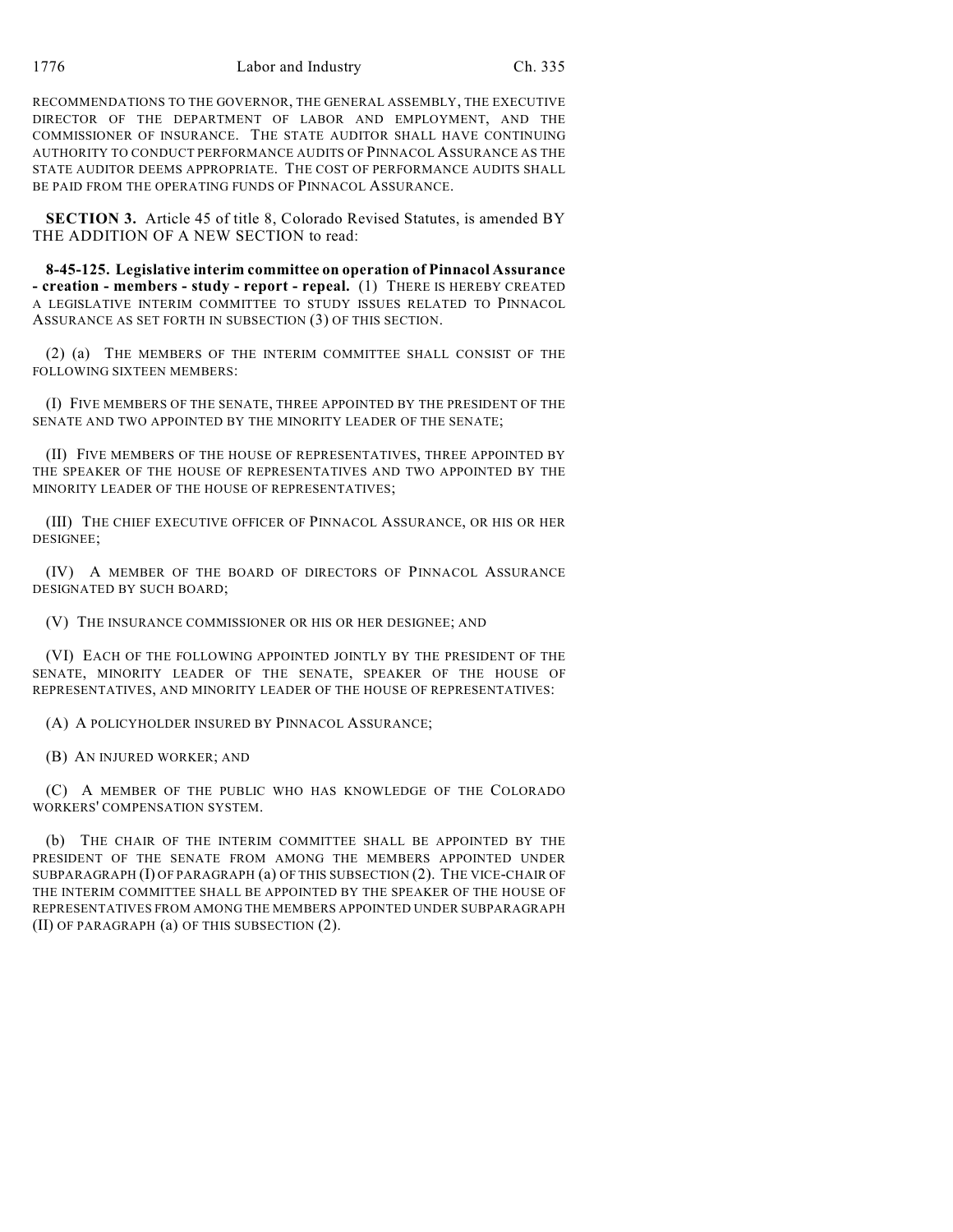RECOMMENDATIONS TO THE GOVERNOR, THE GENERAL ASSEMBLY, THE EXECUTIVE DIRECTOR OF THE DEPARTMENT OF LABOR AND EMPLOYMENT, AND THE COMMISSIONER OF INSURANCE. THE STATE AUDITOR SHALL HAVE CONTINUING AUTHORITY TO CONDUCT PERFORMANCE AUDITS OF PINNACOL ASSURANCE AS THE STATE AUDITOR DEEMS APPROPRIATE. THE COST OF PERFORMANCE AUDITS SHALL BE PAID FROM THE OPERATING FUNDS OF PINNACOL ASSURANCE.

**SECTION 3.** Article 45 of title 8, Colorado Revised Statutes, is amended BY THE ADDITION OF A NEW SECTION to read:

**8-45-125. Legislative interim committee on operation of Pinnacol Assurance - creation - members - study - report - repeal.** (1) THERE IS HEREBY CREATED A LEGISLATIVE INTERIM COMMITTEE TO STUDY ISSUES RELATED TO PINNACOL ASSURANCE AS SET FORTH IN SUBSECTION (3) OF THIS SECTION.

(2) (a) THE MEMBERS OF THE INTERIM COMMITTEE SHALL CONSIST OF THE FOLLOWING SIXTEEN MEMBERS:

(I) FIVE MEMBERS OF THE SENATE, THREE APPOINTED BY THE PRESIDENT OF THE SENATE AND TWO APPOINTED BY THE MINORITY LEADER OF THE SENATE;

(II) FIVE MEMBERS OF THE HOUSE OF REPRESENTATIVES, THREE APPOINTED BY THE SPEAKER OF THE HOUSE OF REPRESENTATIVES AND TWO APPOINTED BY THE MINORITY LEADER OF THE HOUSE OF REPRESENTATIVES;

(III) THE CHIEF EXECUTIVE OFFICER OF PINNACOL ASSURANCE, OR HIS OR HER DESIGNEE;

(IV) A MEMBER OF THE BOARD OF DIRECTORS OF PINNACOL ASSURANCE DESIGNATED BY SUCH BOARD;

(V) THE INSURANCE COMMISSIONER OR HIS OR HER DESIGNEE; AND

(VI) EACH OF THE FOLLOWING APPOINTED JOINTLY BY THE PRESIDENT OF THE SENATE, MINORITY LEADER OF THE SENATE, SPEAKER OF THE HOUSE OF REPRESENTATIVES, AND MINORITY LEADER OF THE HOUSE OF REPRESENTATIVES:

(A) A POLICYHOLDER INSURED BY PINNACOL ASSURANCE;

(B) AN INJURED WORKER; AND

(C) A MEMBER OF THE PUBLIC WHO HAS KNOWLEDGE OF THE COLORADO WORKERS' COMPENSATION SYSTEM.

(b) THE CHAIR OF THE INTERIM COMMITTEE SHALL BE APPOINTED BY THE PRESIDENT OF THE SENATE FROM AMONG THE MEMBERS APPOINTED UNDER SUBPARAGRAPH (I) OF PARAGRAPH (a) OF THIS SUBSECTION (2). THE VICE-CHAIR OF THE INTERIM COMMITTEE SHALL BE APPOINTED BY THE SPEAKER OF THE HOUSE OF REPRESENTATIVES FROM AMONG THE MEMBERS APPOINTED UNDER SUBPARAGRAPH (II) OF PARAGRAPH (a) OF THIS SUBSECTION (2).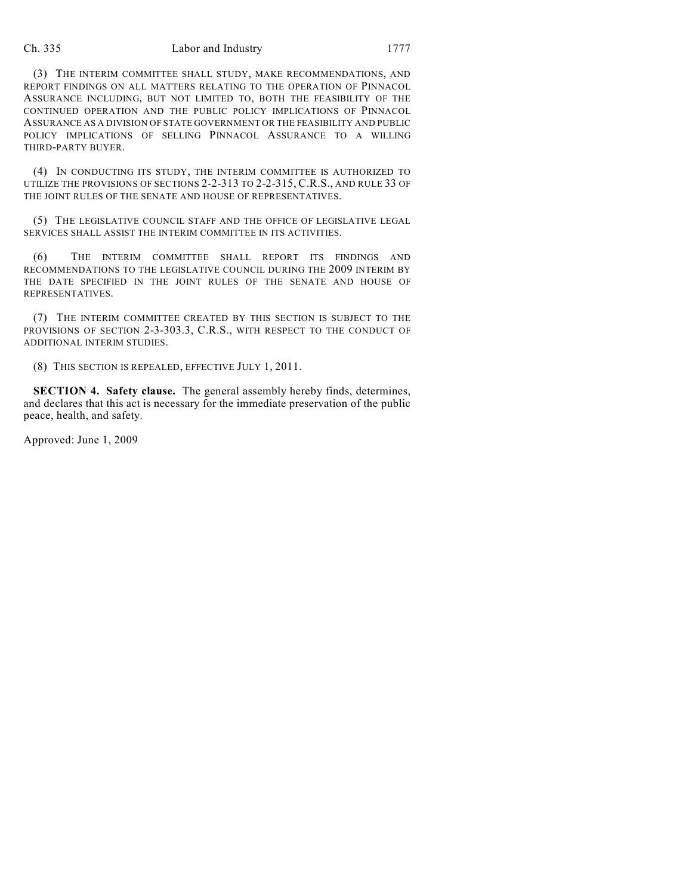(3) THE INTERIM COMMITTEE SHALL STUDY, MAKE RECOMMENDATIONS, AND REPORT FINDINGS ON ALL MATTERS RELATING TO THE OPERATION OF PINNACOL ASSURANCE INCLUDING, BUT NOT LIMITED TO, BOTH THE FEASIBILITY OF THE CONTINUED OPERATION AND THE PUBLIC POLICY IMPLICATIONS OF PINNACOL ASSURANCE AS A DIVISION OF STATE GOVERNMENT OR THE FEASIBILITY AND PUBLIC POLICY IMPLICATIONS OF SELLING PINNACOL ASSURANCE TO A WILLING THIRD-PARTY BUYER.

(4) IN CONDUCTING ITS STUDY, THE INTERIM COMMITTEE IS AUTHORIZED TO UTILIZE THE PROVISIONS OF SECTIONS 2-2-313 TO 2-2-315, C.R.S., AND RULE 33 OF THE JOINT RULES OF THE SENATE AND HOUSE OF REPRESENTATIVES.

(5) THE LEGISLATIVE COUNCIL STAFF AND THE OFFICE OF LEGISLATIVE LEGAL SERVICES SHALL ASSIST THE INTERIM COMMITTEE IN ITS ACTIVITIES.

(6) THE INTERIM COMMITTEE SHALL REPORT ITS FINDINGS AND RECOMMENDATIONS TO THE LEGISLATIVE COUNCIL DURING THE 2009 INTERIM BY THE DATE SPECIFIED IN THE JOINT RULES OF THE SENATE AND HOUSE OF REPRESENTATIVES.

(7) THE INTERIM COMMITTEE CREATED BY THIS SECTION IS SUBJECT TO THE PROVISIONS OF SECTION 2-3-303.3, C.R.S., WITH RESPECT TO THE CONDUCT OF ADDITIONAL INTERIM STUDIES.

(8) THIS SECTION IS REPEALED, EFFECTIVE JULY 1, 2011.

**SECTION 4. Safety clause.** The general assembly hereby finds, determines, and declares that this act is necessary for the immediate preservation of the public peace, health, and safety.

Approved: June 1, 2009